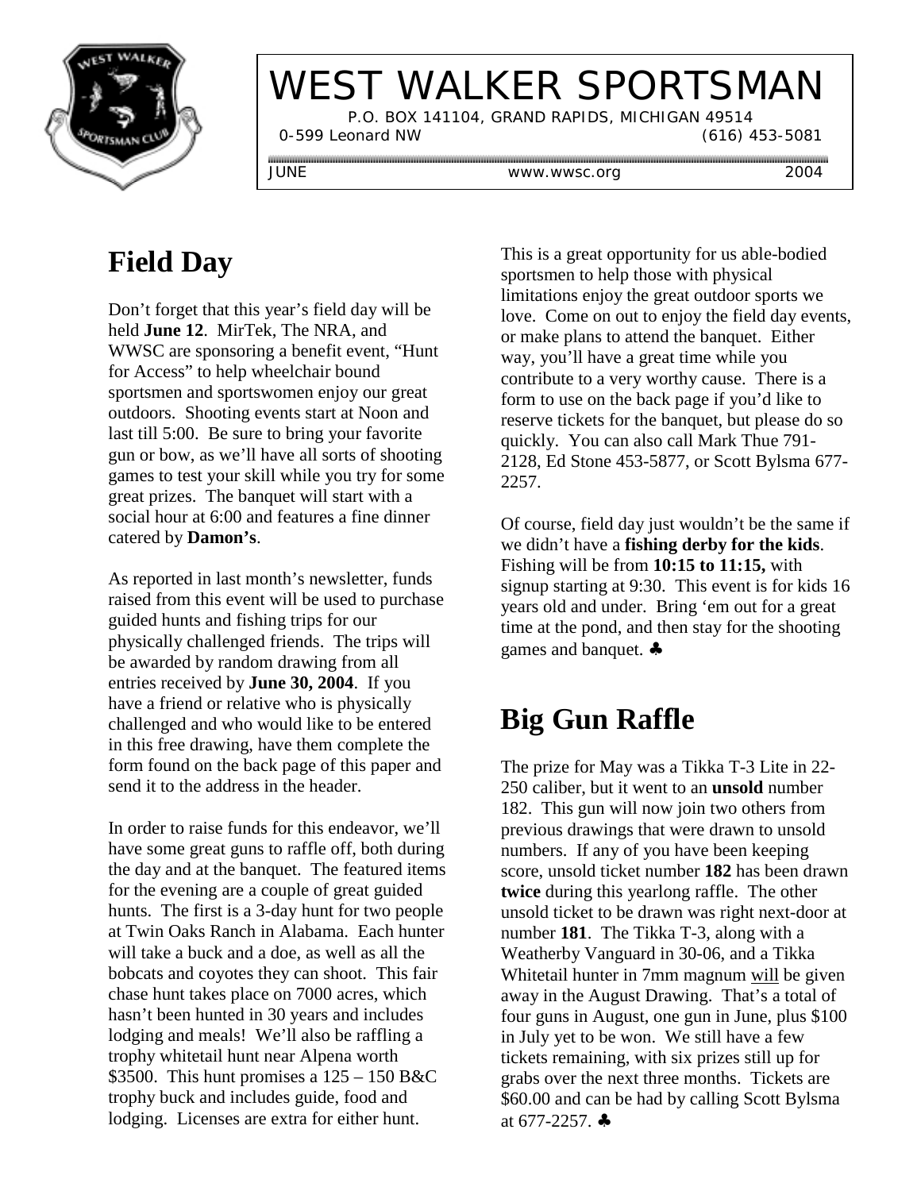# WEST WALKER SPORTSMAN

P.O. BOX 141104, GRAND RAPIDS, MICHIGAN 49514
0-599 Leonard NW (616) 453-5081

JUNE www.wwsc.org 2004

## Field Day

Don't forget that this year's field day will be held **June 12**. MirTek, The NRA, and WWSC are sponsoring a benefit event, "Hunt for Access" to help wheelchair bound sportsmen and sportswomen enjoy our great outdoors. Shooting events start at Noon and last till 5:00. Be sure to bring your favorite gun or bow, as we'll have all sorts of shooting games to test your skill while you try for some great prizes. The banquet will start with a social hour at 6:00 and features a fine dinner catered by **Damon's**.

As reported in last month's newsletter, funds raised from this event will be used to purchase guided hunts and fishing trips for our physically challenged friends. The trips will be awarded by random drawing from all entries received by **June 30, 2004**. If you have a friend or relative who is physically challenged and who would like to be entered in this free drawing, have them complete the form found on the back page of this paper and send it to the address in the header.

In order to raise funds for this endeavor, we'll have some great guns to raffle off, both during the day and at the banquet. The featured items for the evening are a couple of great guided hunts. The first is a 3-day hunt for two people at Twin Oaks Ranch in Alabama. Each hunter will take a buck and a doe, as well as all the bobcats and coyotes they can shoot. This fair chase hunt takes place on 7000 acres, which hasn't been hunted in 30 years and includes lodging and meals! We'll also be raffling a trophy whitetail hunt near Alpena worth $3500. This hunt promises a 125 – 150 B&C trophy buck and includes guide, food and lodging. Licenses are extra for either hunt.

This is a great opportunity for us able-bodied sportsmen to help those with physical limitations enjoy the great outdoor sports we love. Come on out to enjoy the field day events, or make plans to attend the banquet. Either way, you'll have a great time while you contribute to a very worthy cause. There is a form to use on the back page if you'd like to reserve tickets for the banquet, but please do so quickly. You can also call Mark Thue 791-2128, Ed Stone 453-5877, or Scott Bylsma 677-2257.

Of course, field day just wouldn't be the same if we didn't have a **fishing derby for the kids**. Fishing will be from **10:15 to 11:15,** with signup starting at 9:30. This event is for kids 16 years old and under. Bring 'em out for a great time at the pond, and then stay for the shooting games and banquet. ♣

## Big Gun Raffle

The prize for May was a Tikka T-3 Lite in 22-250 caliber, but it went to an **unsold** number 182. This gun will now join two others from previous drawings that were drawn to unsold numbers. If any of you have been keeping score, unsold ticket number **182** has been drawn **twice** during this yearlong raffle. The other unsold ticket to be drawn was right next-door at number **181**. The Tikka T-3, along with a Weatherby Vanguard in 30-06, and a Tikka Whitetail hunter in 7mm magnum will be given away in the August Drawing. That's a total of four guns in August, one gun in June, plus $100 in July yet to be won. We still have a few tickets remaining, with six prizes still up for grabs over the next three months. Tickets are $60.00 and can be had by calling Scott Bylsma at 677-2257. ♣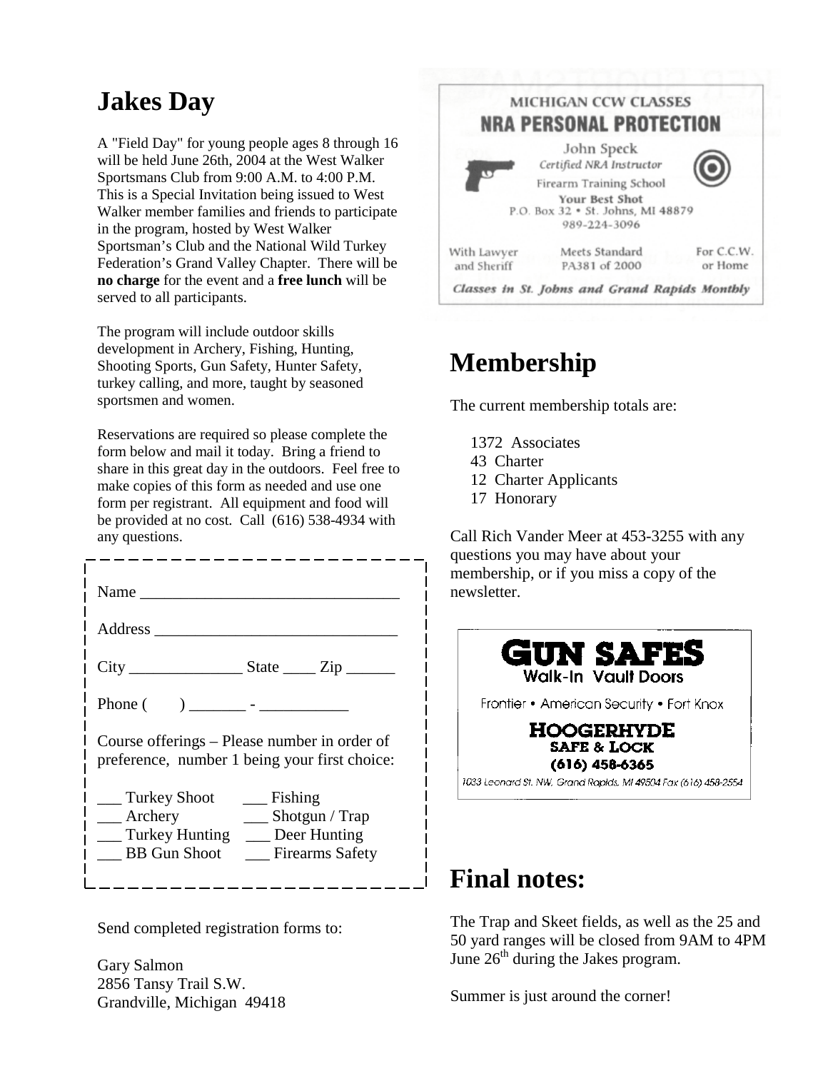# Jakes Day

A "Field Day" for young people ages 8 through 16 will be held June 26th, 2004 at the West Walker Sportsmans Club from 9:00 A.M. to 4:00 P.M. This is a Special Invitation being issued to West Walker member families and friends to participate in the program, hosted by West Walker Sportsman's Club and the National Wild Turkey Federation's Grand Valley Chapter. There will be **no charge** for the event and a **free lunch** will be served to all participants.

The program will include outdoor skills development in Archery, Fishing, Hunting, Shooting Sports, Gun Safety, Hunter Safety, turkey calling, and more, taught by seasoned sportsmen and women.

Reservations are required so please complete the form below and mail it today. Bring a friend to share in this great day in the outdoors. Feel free to make copies of this form as needed and use one form per registrant. All equipment and food will be provided at no cost. Call (616) 538-4934 with any questions.

---

Name ________________________________

Address ______________________________

City ______________ State ____ Zip ______

Phone (     ) _______ - ___________

Course offerings – Please number in order of preference, number 1 being your first choice:

___ Turkey Shoot     ___ Fishing
___ Archery     ___ Shotgun / Trap
___ Turkey Hunting     ___ Deer Hunting
___ BB Gun Shoot     ___ Firearms Safety

---

Send completed registration forms to:

Gary Salmon
2856 Tansy Trail S.W.
Grandville, Michigan 49418

MICHIGAN CCW CLASSES
**NRA PERSONAL PROTECTION**

John Speck
*Certified NRA Instructor*
Firearm Training School
**Your Best Shot**
P.O. Box 32 • St. Johns, MI 48879
989-224-3096

With Lawyer and Sheriff | Meets Standard PA381 of 2000 | For C.C.W. or Home

***Classes in St. Johns and Grand Rapids Monthly***

# Membership

The current membership totals are:

- 1372 Associates
- 43 Charter
- 12 Charter Applicants
- 17 Honorary

Call Rich Vander Meer at 453-3255 with any questions you may have about your membership, or if you miss a copy of the newsletter.

**GUN SAFES**
Walk-In Vault Doors

Frontier • American Security • Fort Knox

**HOOGERHYDE**
**SAFE & LOCK**
**(616) 458-6365**
1033 Leonard St. NW, Grand Rapids, MI 49504 Fax (616) 458-2554

# Final notes:

The Trap and Skeet fields, as well as the 25 and 50 yard ranges will be closed from 9AM to 4PM June 26th during the Jakes program.

Summer is just around the corner!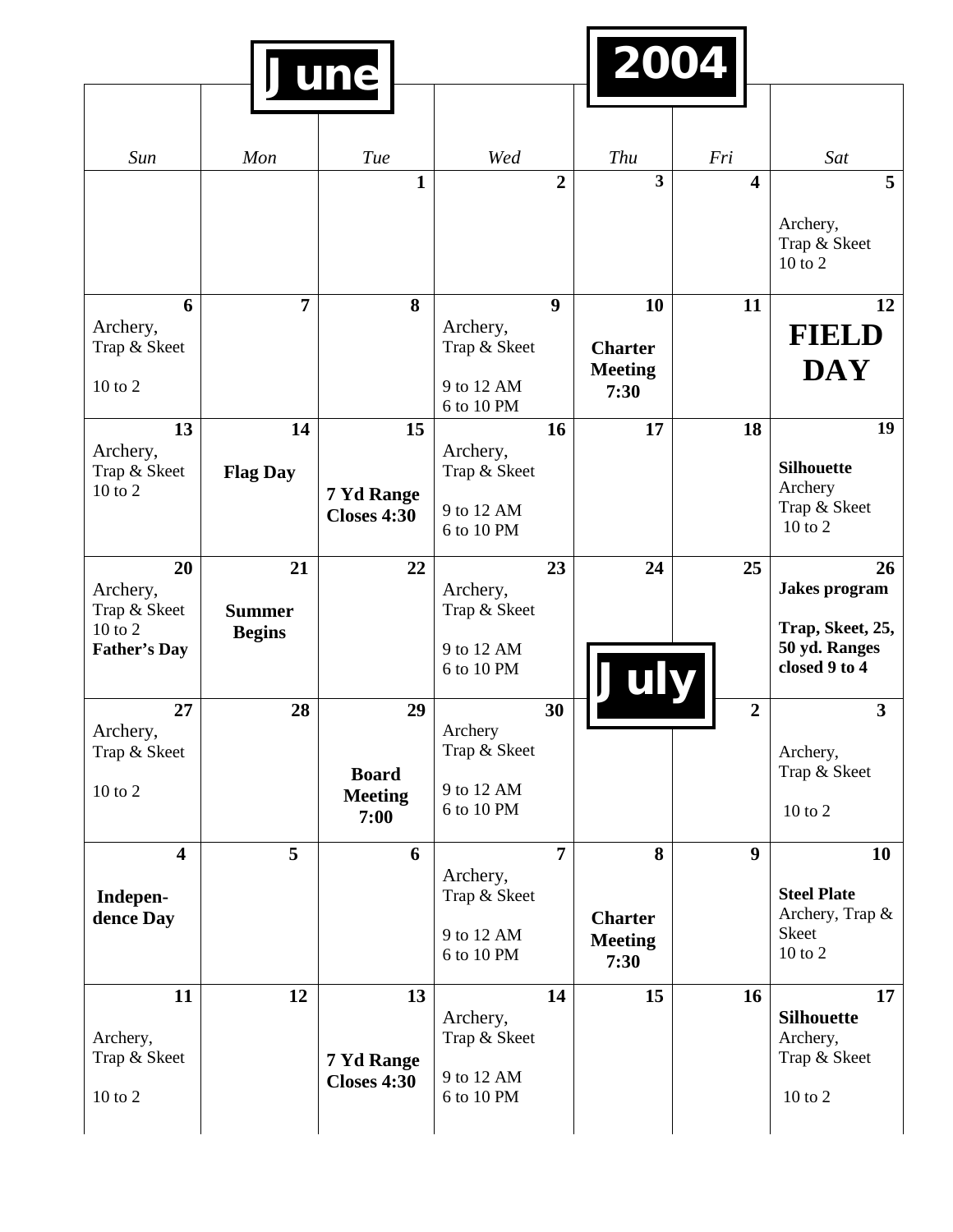# June 2004

| Sun | Mon | Tue | Wed | Thu | Fri | Sat |
|---|---|---|---|---|---|---|
| | | **1** | **2** | **3** | **4** | **5** Archery, Trap & Skeet 10 to 2 |
| **6** Archery, Trap & Skeet 10 to 2 | **7** | **8** | **9** Archery, Trap & Skeet 9 to 12 AM 6 to 10 PM | **10** **Charter Meeting 7:30** | **11** | **12** **FIELD DAY** |
| **13** Archery, Trap & Skeet 10 to 2 | **14** **Flag Day** | **15** **7 Yd Range Closes 4:30** | **16** Archery, Trap & Skeet 9 to 12 AM 6 to 10 PM | **17** | **18** | **19** **Silhouette** Archery Trap & Skeet 10 to 2 |
| **20** Archery, Trap & Skeet 10 to 2 **Father's Day** | **21** **Summer Begins** | **22** | **23** Archery, Trap & Skeet 9 to 12 AM 6 to 10 PM | **24** | **25** | **26** **Jakes program** **Trap, Skeet, 25, 50 yd. Ranges closed 9 to 4** |
| **27** Archery, Trap & Skeet 10 to 2 | **28** | **29** **Board Meeting 7:00** | **30** Archery Trap & Skeet 9 to 12 AM 6 to 10 PM | | | |

# July

| Sun | Mon | Tue | Wed | Thu | Fri | Sat |
|---|---|---|---|---|---|---|
| | | | | | **2** | **3** Archery, Trap & Skeet 10 to 2 |
| **4** **Indepen-dence Day** | **5** | **6** | **7** Archery, Trap & Skeet 9 to 12 AM 6 to 10 PM | **8** **Charter Meeting 7:30** | **9** | **10** **Steel Plate** Archery, Trap & Skeet 10 to 2 |
| **11** Archery, Trap & Skeet 10 to 2 | **12** | **13** **7 Yd Range Closes 4:30** | **14** Archery, Trap & Skeet 9 to 12 AM 6 to 10 PM | **15** | **16** | **17** **Silhouette** Archery, Trap & Skeet 10 to 2 |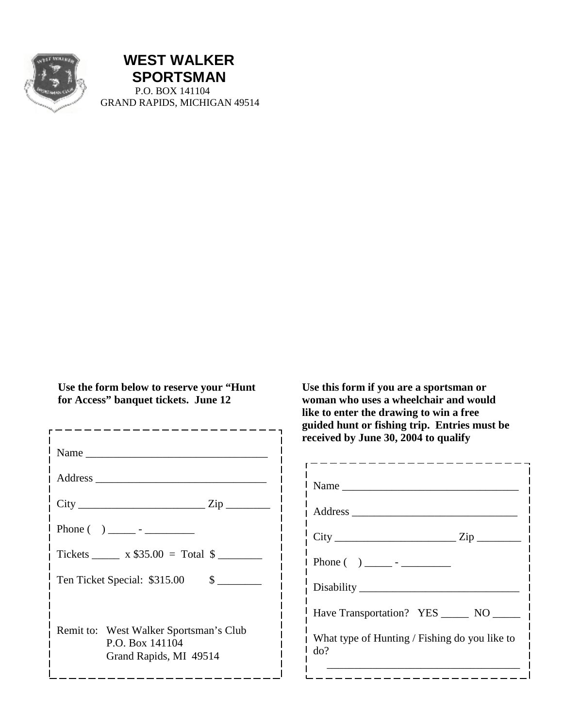# WEST WALKER SPORTSMAN

P.O. BOX 141104
GRAND RAPIDS, MICHIGAN 49514

**Use the form below to reserve your "Hunt for Access" banquet tickets. June 12**

Name _________________________________

Address _______________________________

City _______________________ Zip ________

Phone ( ) _____ - _________

Tickets _____ x $35.00 = Total $ ________

Ten Ticket Special: $315.00 $ ________

Remit to: West Walker Sportsman's Club
P.O. Box 141104
Grand Rapids, MI 49514

**Use this form if you are a sportsman or woman who uses a wheelchair and would like to enter the drawing to win a free guided hunt or fishing trip. Entries must be received by June 30, 2004 to qualify**

Name _________________________________

Address ______________________________

City ______________________ Zip ________

Phone ( ) _____ - _________

Disability ______________________________

Have Transportation? YES _____ NO _____

What type of Hunting / Fishing do you like to do?
___________________________________